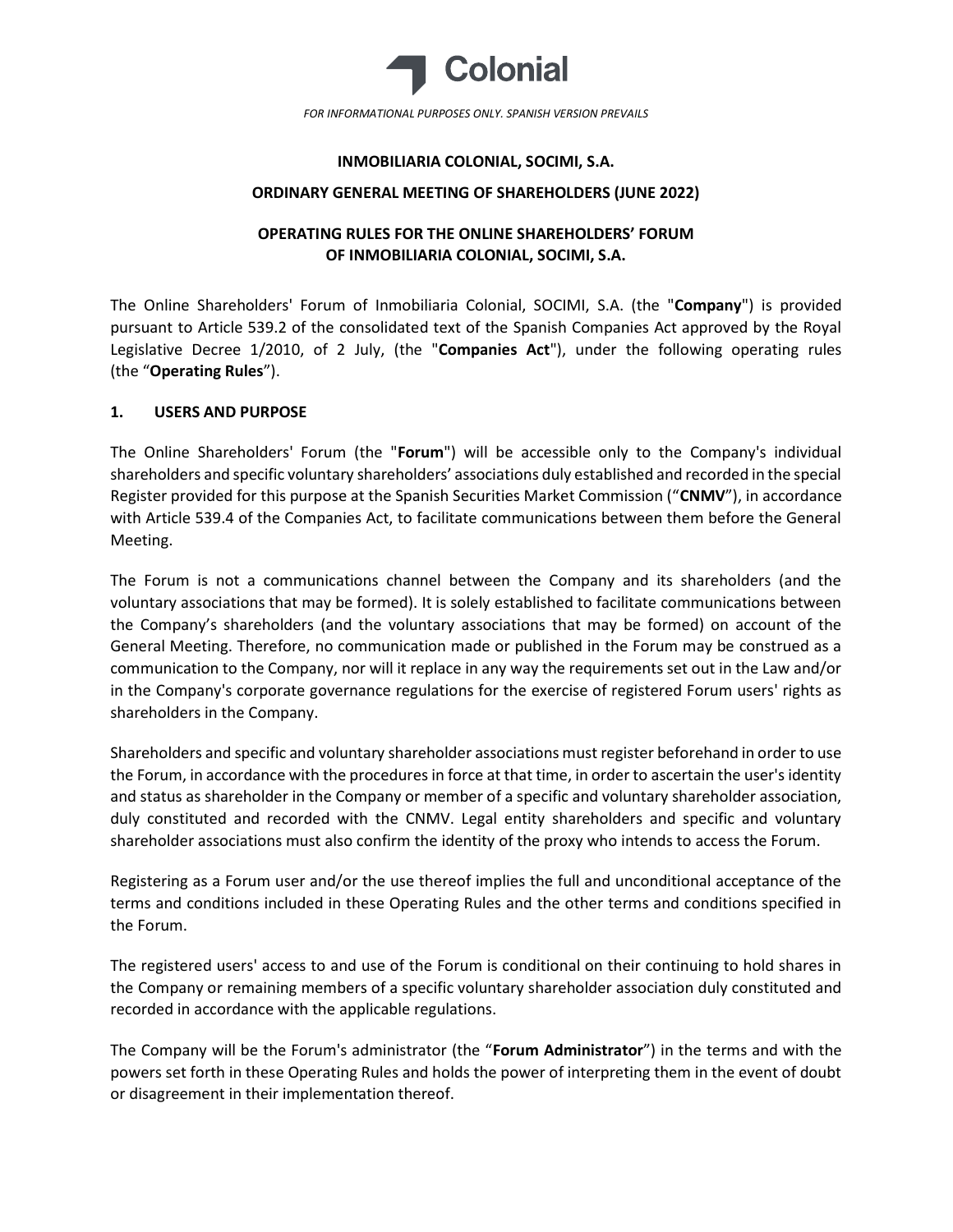FOR INFORMATIONAL PURPOSES ONLY. SPANISH VERSION PREVAILS

**INMOBILIARIA COLONIAL, SOCIMI, S.A.**

**ORDINARY GENERAL MEETING OF SHAREHOLDERS (JUNE 2022)**

# OPERATING RULES FOR THE ONLINE SHAREHOLDERS' FORUM OF INMOBILIARIA COLONIAL, SOCIMI, S.A.

The Online Shareholders' Forum of Inmobiliaria Colonial, SOCIMI, S.A. (the "**Company**") is provided pursuant to Article 539.2 of the consolidated text of the Spanish Companies Act approved by the Royal Legislative Decree 1/2010, of 2 July, (the "**Companies Act**"), under the following operating rules (the "**Operating Rules**").

## 1. USERS AND PURPOSE

The Online Shareholders' Forum (the "**Forum**") will be accessible only to the Company's individual shareholders and specific voluntary shareholders' associations duly established and recorded in the special Register provided for this purpose at the Spanish Securities Market Commission ("**CNMV**"), in accordance with Article 539.4 of the Companies Act, to facilitate communications between them before the General Meeting.

The Forum is not a communications channel between the Company and its shareholders (and the voluntary associations that may be formed). It is solely established to facilitate communications between the Company's shareholders (and the voluntary associations that may be formed) on account of the General Meeting. Therefore, no communication made or published in the Forum may be construed as a communication to the Company, nor will it replace in any way the requirements set out in the Law and/or in the Company's corporate governance regulations for the exercise of registered Forum users' rights as shareholders in the Company.

Shareholders and specific and voluntary shareholder associations must register beforehand in order to use the Forum, in accordance with the procedures in force at that time, in order to ascertain the user's identity and status as shareholder in the Company or member of a specific and voluntary shareholder association, duly constituted and recorded with the CNMV. Legal entity shareholders and specific and voluntary shareholder associations must also confirm the identity of the proxy who intends to access the Forum.

Registering as a Forum user and/or the use thereof implies the full and unconditional acceptance of the terms and conditions included in these Operating Rules and the other terms and conditions specified in the Forum.

The registered users' access to and use of the Forum is conditional on their continuing to hold shares in the Company or remaining members of a specific voluntary shareholder association duly constituted and recorded in accordance with the applicable regulations.

The Company will be the Forum's administrator (the "**Forum Administrator**") in the terms and with the powers set forth in these Operating Rules and holds the power of interpreting them in the event of doubt or disagreement in their implementation thereof.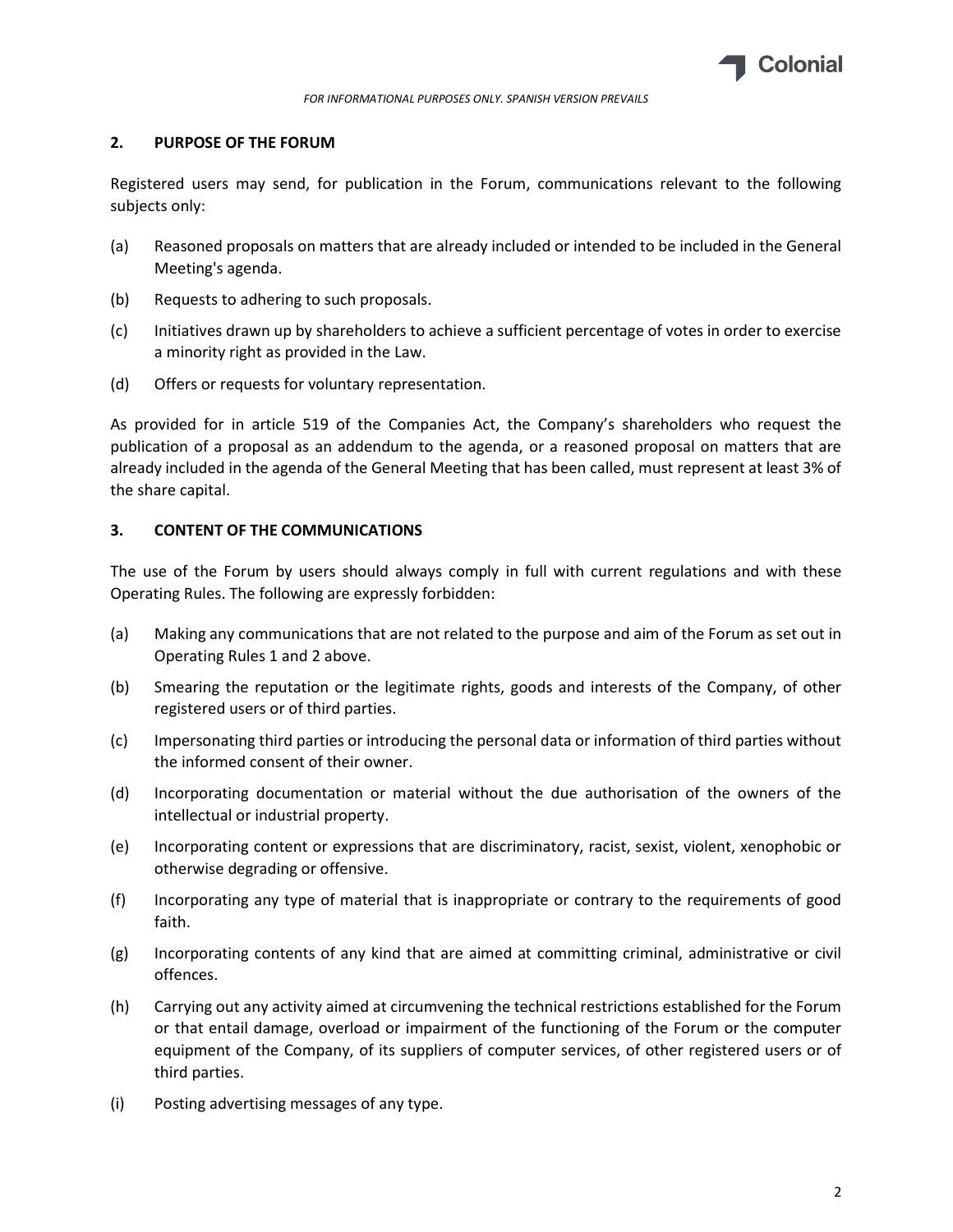## 2. PURPOSE OF THE FORUM

Registered users may send, for publication in the Forum, communications relevant to the following subjects only:

(a) Reasoned proposals on matters that are already included or intended to be included in the General Meeting's agenda.

(b) Requests to adhering to such proposals.

(c) Initiatives drawn up by shareholders to achieve a sufficient percentage of votes in order to exercise a minority right as provided in the Law.

(d) Offers or requests for voluntary representation.

As provided for in article 519 of the Companies Act, the Company's shareholders who request the publication of a proposal as an addendum to the agenda, or a reasoned proposal on matters that are already included in the agenda of the General Meeting that has been called, must represent at least 3% of the share capital.

## 3. CONTENT OF THE COMMUNICATIONS

The use of the Forum by users should always comply in full with current regulations and with these Operating Rules. The following are expressly forbidden:

(a) Making any communications that are not related to the purpose and aim of the Forum as set out in Operating Rules 1 and 2 above.

(b) Smearing the reputation or the legitimate rights, goods and interests of the Company, of other registered users or of third parties.

(c) Impersonating third parties or introducing the personal data or information of third parties without the informed consent of their owner.

(d) Incorporating documentation or material without the due authorisation of the owners of the intellectual or industrial property.

(e) Incorporating content or expressions that are discriminatory, racist, sexist, violent, xenophobic or otherwise degrading or offensive.

(f) Incorporating any type of material that is inappropriate or contrary to the requirements of good faith.

(g) Incorporating contents of any kind that are aimed at committing criminal, administrative or civil offences.

(h) Carrying out any activity aimed at circumvening the technical restrictions established for the Forum or that entail damage, overload or impairment of the functioning of the Forum or the computer equipment of the Company, of its suppliers of computer services, of other registered users or of third parties.

(i) Posting advertising messages of any type.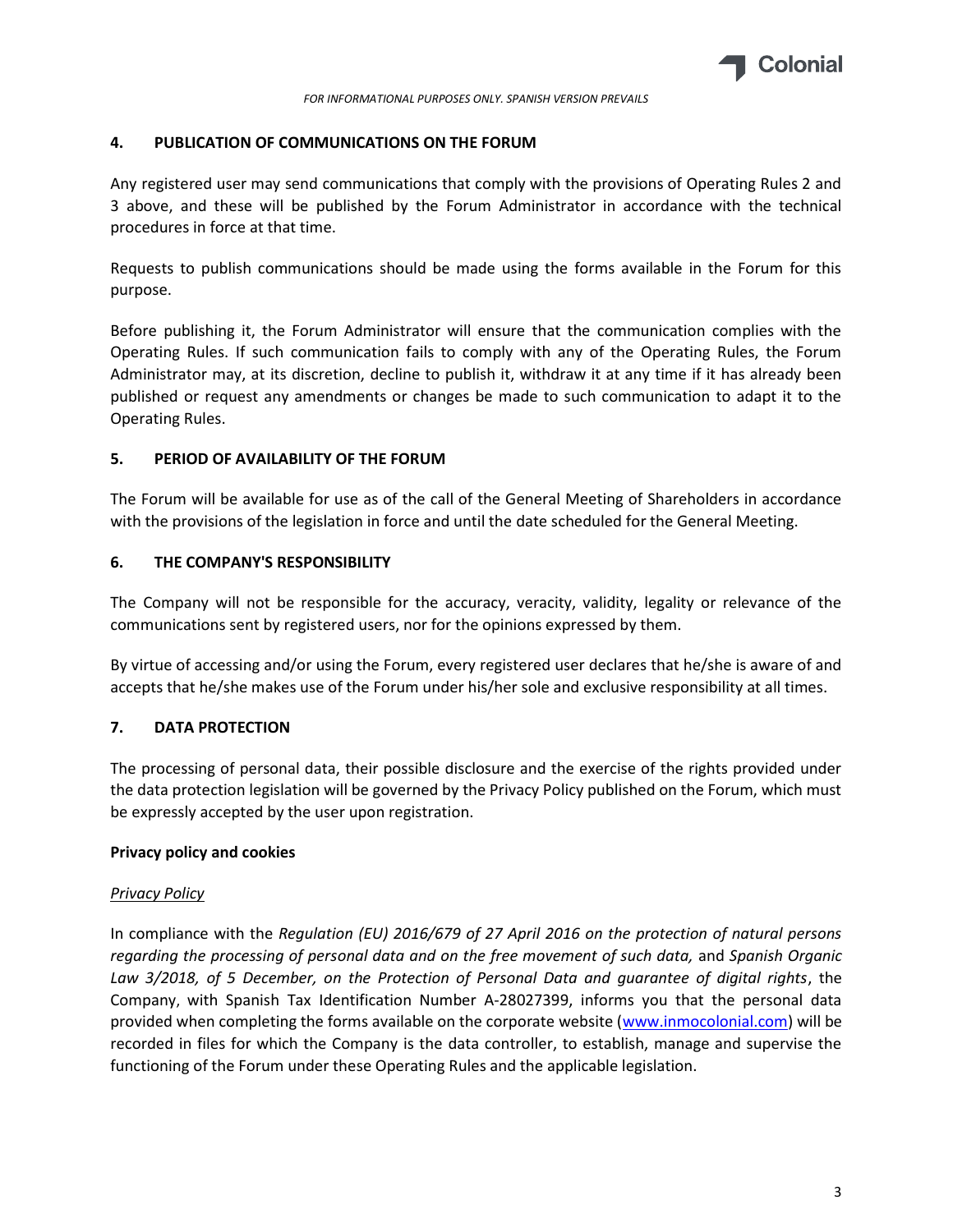## 4. PUBLICATION OF COMMUNICATIONS ON THE FORUM

Any registered user may send communications that comply with the provisions of Operating Rules 2 and 3 above, and these will be published by the Forum Administrator in accordance with the technical procedures in force at that time.

Requests to publish communications should be made using the forms available in the Forum for this purpose.

Before publishing it, the Forum Administrator will ensure that the communication complies with the Operating Rules. If such communication fails to comply with any of the Operating Rules, the Forum Administrator may, at its discretion, decline to publish it, withdraw it at any time if it has already been published or request any amendments or changes be made to such communication to adapt it to the Operating Rules.

## 5. PERIOD OF AVAILABILITY OF THE FORUM

The Forum will be available for use as of the call of the General Meeting of Shareholders in accordance with the provisions of the legislation in force and until the date scheduled for the General Meeting.

## 6. THE COMPANY'S RESPONSIBILITY

The Company will not be responsible for the accuracy, veracity, validity, legality or relevance of the communications sent by registered users, nor for the opinions expressed by them.

By virtue of accessing and/or using the Forum, every registered user declares that he/she is aware of and accepts that he/she makes use of the Forum under his/her sole and exclusive responsibility at all times.

## 7. DATA PROTECTION

The processing of personal data, their possible disclosure and the exercise of the rights provided under the data protection legislation will be governed by the Privacy Policy published on the Forum, which must be expressly accepted by the user upon registration.

**Privacy policy and cookies**

*Privacy Policy*

In compliance with the *Regulation (EU) 2016/679 of 27 April 2016 on the protection of natural persons regarding the processing of personal data and on the free movement of such data,* and *Spanish Organic Law 3/2018, of 5 December, on the Protection of Personal Data and guarantee of digital rights*, the Company, with Spanish Tax Identification Number A-28027399, informs you that the personal data provided when completing the forms available on the corporate website (www.inmocolonial.com) will be recorded in files for which the Company is the data controller, to establish, manage and supervise the functioning of the Forum under these Operating Rules and the applicable legislation.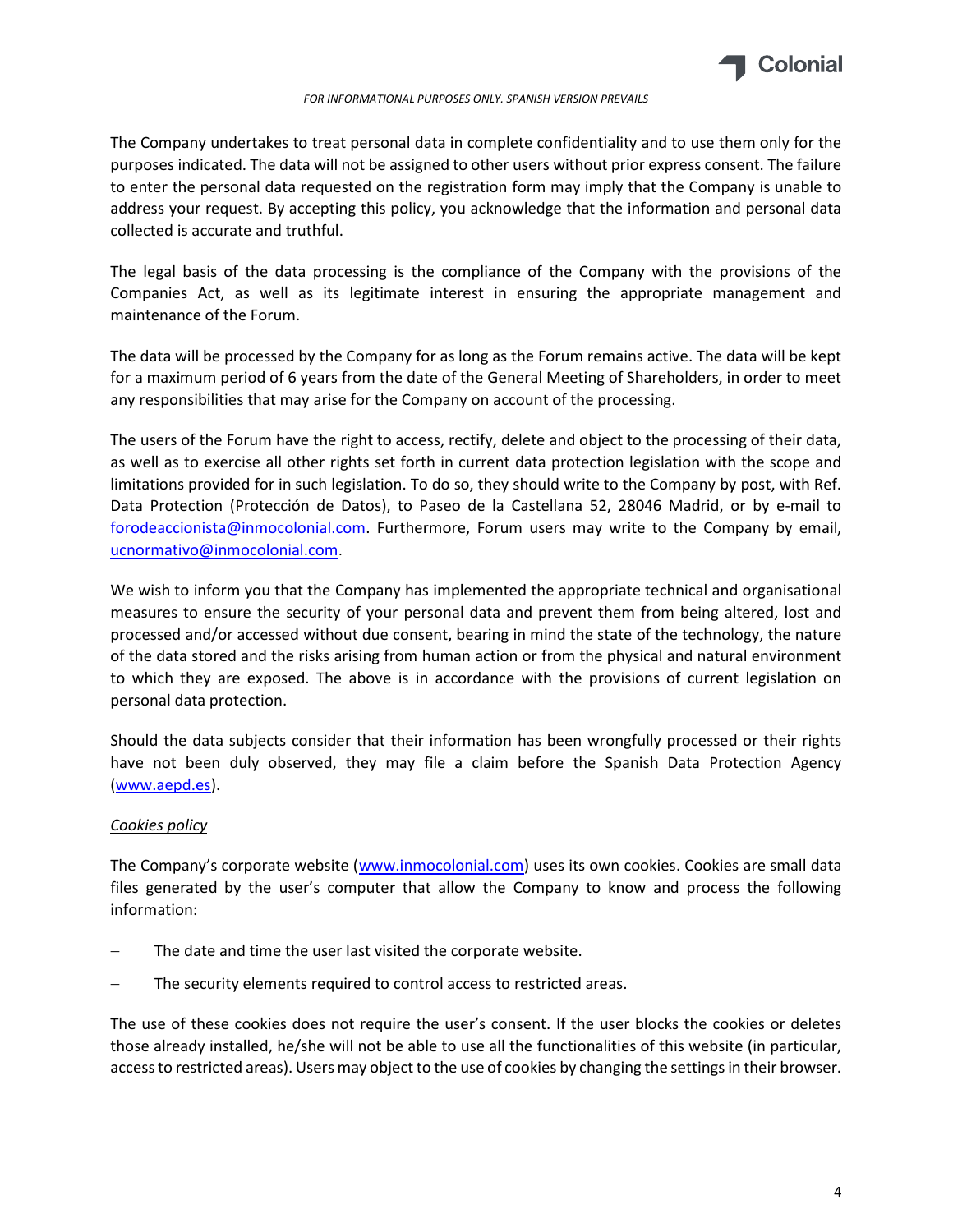The Company undertakes to treat personal data in complete confidentiality and to use them only for the purposes indicated. The data will not be assigned to other users without prior express consent. The failure to enter the personal data requested on the registration form may imply that the Company is unable to address your request. By accepting this policy, you acknowledge that the information and personal data collected is accurate and truthful.

The legal basis of the data processing is the compliance of the Company with the provisions of the Companies Act, as well as its legitimate interest in ensuring the appropriate management and maintenance of the Forum.

The data will be processed by the Company for as long as the Forum remains active. The data will be kept for a maximum period of 6 years from the date of the General Meeting of Shareholders, in order to meet any responsibilities that may arise for the Company on account of the processing.

The users of the Forum have the right to access, rectify, delete and object to the processing of their data, as well as to exercise all other rights set forth in current data protection legislation with the scope and limitations provided for in such legislation. To do so, they should write to the Company by post, with Ref. Data Protection (Protección de Datos), to Paseo de la Castellana 52, 28046 Madrid, or by e-mail to forodeaccionista@inmocolonial.com. Furthermore, Forum users may write to the Company by email, ucnormativo@inmocolonial.com.

We wish to inform you that the Company has implemented the appropriate technical and organisational measures to ensure the security of your personal data and prevent them from being altered, lost and processed and/or accessed without due consent, bearing in mind the state of the technology, the nature of the data stored and the risks arising from human action or from the physical and natural environment to which they are exposed. The above is in accordance with the provisions of current legislation on personal data protection.

Should the data subjects consider that their information has been wrongfully processed or their rights have not been duly observed, they may file a claim before the Spanish Data Protection Agency (www.aepd.es).

*Cookies policy*

The Company's corporate website (www.inmocolonial.com) uses its own cookies. Cookies are small data files generated by the user's computer that allow the Company to know and process the following information:

- The date and time the user last visited the corporate website.
- The security elements required to control access to restricted areas.

The use of these cookies does not require the user's consent. If the user blocks the cookies or deletes those already installed, he/she will not be able to use all the functionalities of this website (in particular, access to restricted areas). Users may object to the use of cookies by changing the settings in their browser.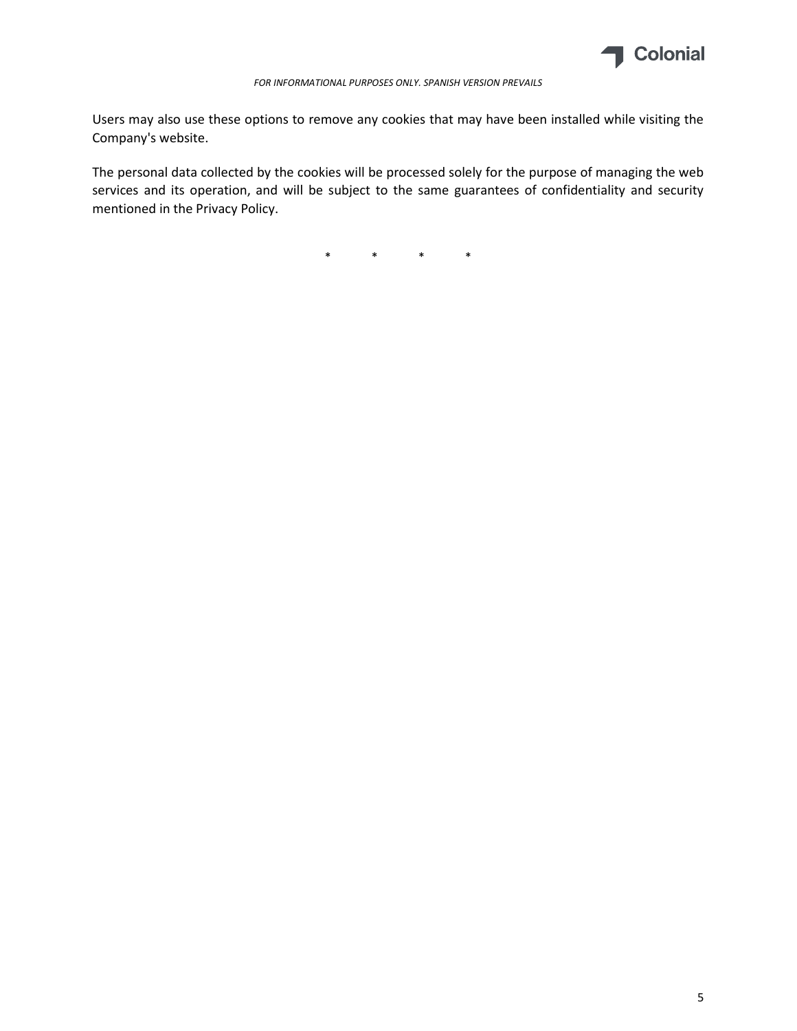Users may also use these options to remove any cookies that may have been installed while visiting the Company's website.

The personal data collected by the cookies will be processed solely for the purpose of managing the web services and its operation, and will be subject to the same guarantees of confidentiality and security mentioned in the Privacy Policy.

\*    \*    \*    \*